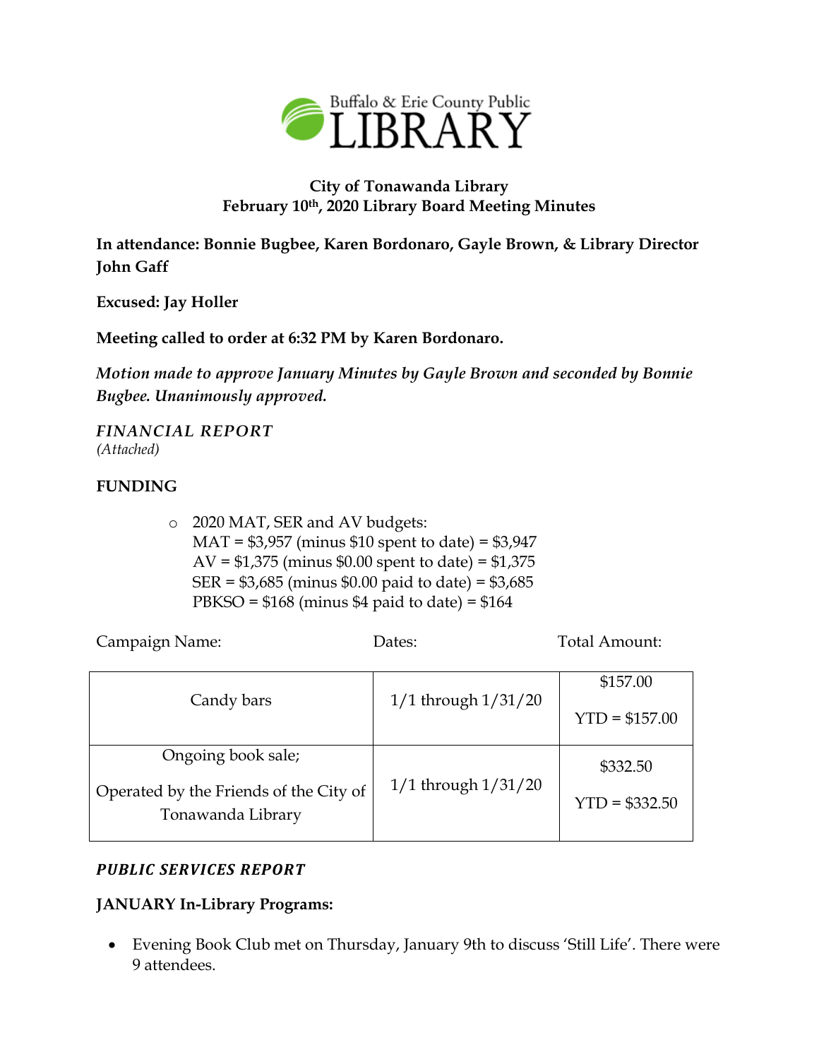Buffalo & Erie County Public LIBRARY

# City of Tonawanda Library
## February 10th, 2020 Library Board Meeting Minutes

**In attendance: Bonnie Bugbee, Karen Bordonaro, Gayle Brown, & Library Director John Gaff**

**Excused: Jay Holler**

**Meeting called to order at 6:32 PM by Karen Bordonaro.**

*Motion made to approve January Minutes by Gayle Brown and seconded by Bonnie Bugbee. Unanimously approved.*

### *FINANCIAL REPORT*
*(Attached)*

### FUNDING

- 2020 MAT, SER and AV budgets:
  MAT = $3,957 (minus $10 spent to date) = $3,947
  AV = $1,375 (minus $0.00 spent to date) = $1,375
  SER = $3,685 (minus $0.00 paid to date) = $3,685
  PBKSO = $168 (minus $4 paid to date) = $164

| Campaign Name: | Dates: | Total Amount: |
|---|---|---|
| Candy bars | 1/1 through 1/31/20 | $157.00<br>YTD = $157.00 |
| Ongoing book sale;<br>Operated by the Friends of the City of Tonawanda Library | 1/1 through 1/31/20 | $332.50<br>YTD = $332.50 |

### *PUBLIC SERVICES REPORT*

**JANUARY In-Library Programs:**

- Evening Book Club met on Thursday, January 9th to discuss 'Still Life'. There were 9 attendees.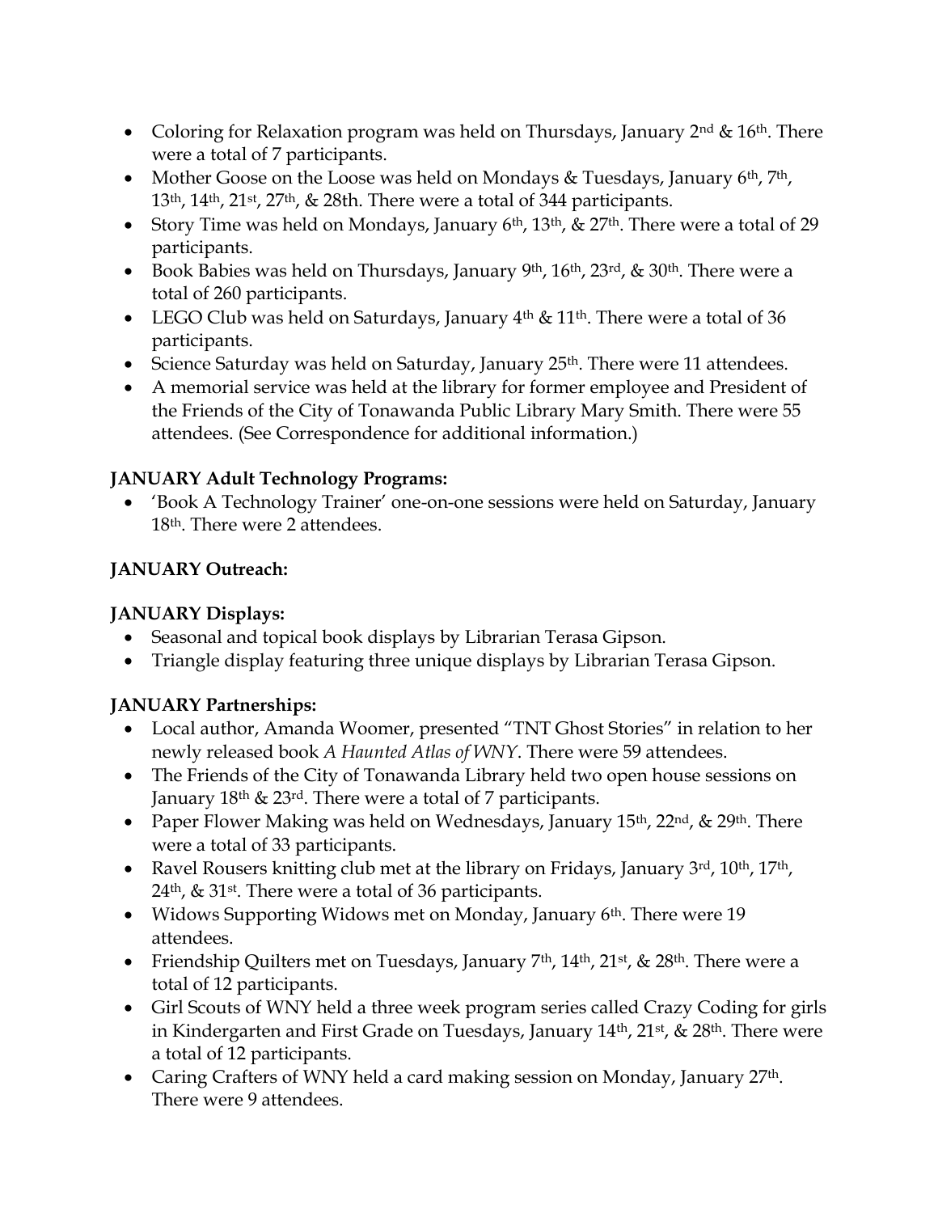- Coloring for Relaxation program was held on Thursdays, January 2nd & 16th. There were a total of 7 participants.
- Mother Goose on the Loose was held on Mondays & Tuesdays, January 6th, 7th, 13th, 14th, 21st, 27th, & 28th. There were a total of 344 participants.
- Story Time was held on Mondays, January 6th, 13th, & 27th. There were a total of 29 participants.
- Book Babies was held on Thursdays, January 9th, 16th, 23rd, & 30th. There were a total of 260 participants.
- LEGO Club was held on Saturdays, January 4th & 11th. There were a total of 36 participants.
- Science Saturday was held on Saturday, January 25th. There were 11 attendees.
- A memorial service was held at the library for former employee and President of the Friends of the City of Tonawanda Public Library Mary Smith. There were 55 attendees. (See Correspondence for additional information.)

**JANUARY Adult Technology Programs:**

- 'Book A Technology Trainer' one-on-one sessions were held on Saturday, January 18th. There were 2 attendees.

**JANUARY Outreach:**

**JANUARY Displays:**

- Seasonal and topical book displays by Librarian Terasa Gipson.
- Triangle display featuring three unique displays by Librarian Terasa Gipson.

**JANUARY Partnerships:**

- Local author, Amanda Woomer, presented "TNT Ghost Stories" in relation to her newly released book *A Haunted Atlas of WNY*. There were 59 attendees.
- The Friends of the City of Tonawanda Library held two open house sessions on January 18th & 23rd. There were a total of 7 participants.
- Paper Flower Making was held on Wednesdays, January 15th, 22nd, & 29th. There were a total of 33 participants.
- Ravel Rousers knitting club met at the library on Fridays, January 3rd, 10th, 17th, 24th, & 31st. There were a total of 36 participants.
- Widows Supporting Widows met on Monday, January 6th. There were 19 attendees.
- Friendship Quilters met on Tuesdays, January 7th, 14th, 21st, & 28th. There were a total of 12 participants.
- Girl Scouts of WNY held a three week program series called Crazy Coding for girls in Kindergarten and First Grade on Tuesdays, January 14th, 21st, & 28th. There were a total of 12 participants.
- Caring Crafters of WNY held a card making session on Monday, January 27th. There were 9 attendees.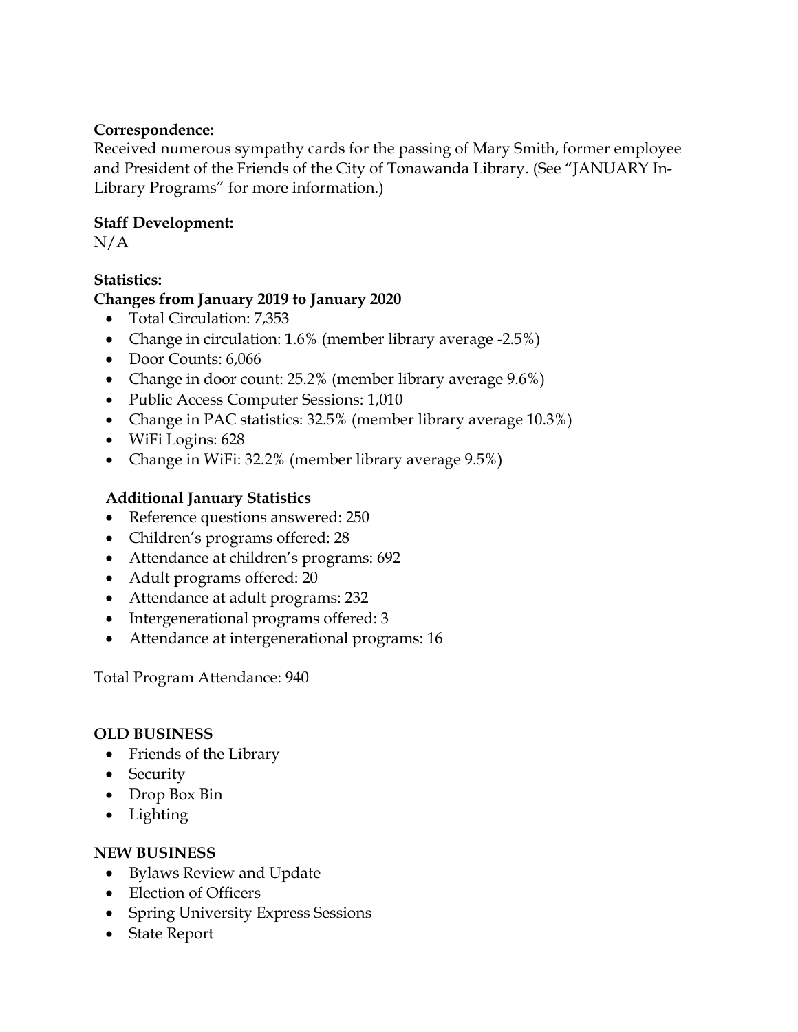**Correspondence:**
Received numerous sympathy cards for the passing of Mary Smith, former employee and President of the Friends of the City of Tonawanda Library. (See "JANUARY In-Library Programs" for more information.)

**Staff Development:**
N/A

**Statistics:**
**Changes from January 2019 to January 2020**

- Total Circulation: 7,353
- Change in circulation: 1.6% (member library average -2.5%)
- Door Counts: 6,066
- Change in door count: 25.2% (member library average 9.6%)
- Public Access Computer Sessions: 1,010
- Change in PAC statistics: 32.5% (member library average 10.3%)
- WiFi Logins: 628
- Change in WiFi: 32.2% (member library average 9.5%)

**Additional January Statistics**

- Reference questions answered: 250
- Children's programs offered: 28
- Attendance at children's programs: 692
- Adult programs offered: 20
- Attendance at adult programs: 232
- Intergenerational programs offered: 3
- Attendance at intergenerational programs: 16

Total Program Attendance: 940

**OLD BUSINESS**

- Friends of the Library
- Security
- Drop Box Bin
- Lighting

**NEW BUSINESS**

- Bylaws Review and Update
- Election of Officers
- Spring University Express Sessions
- State Report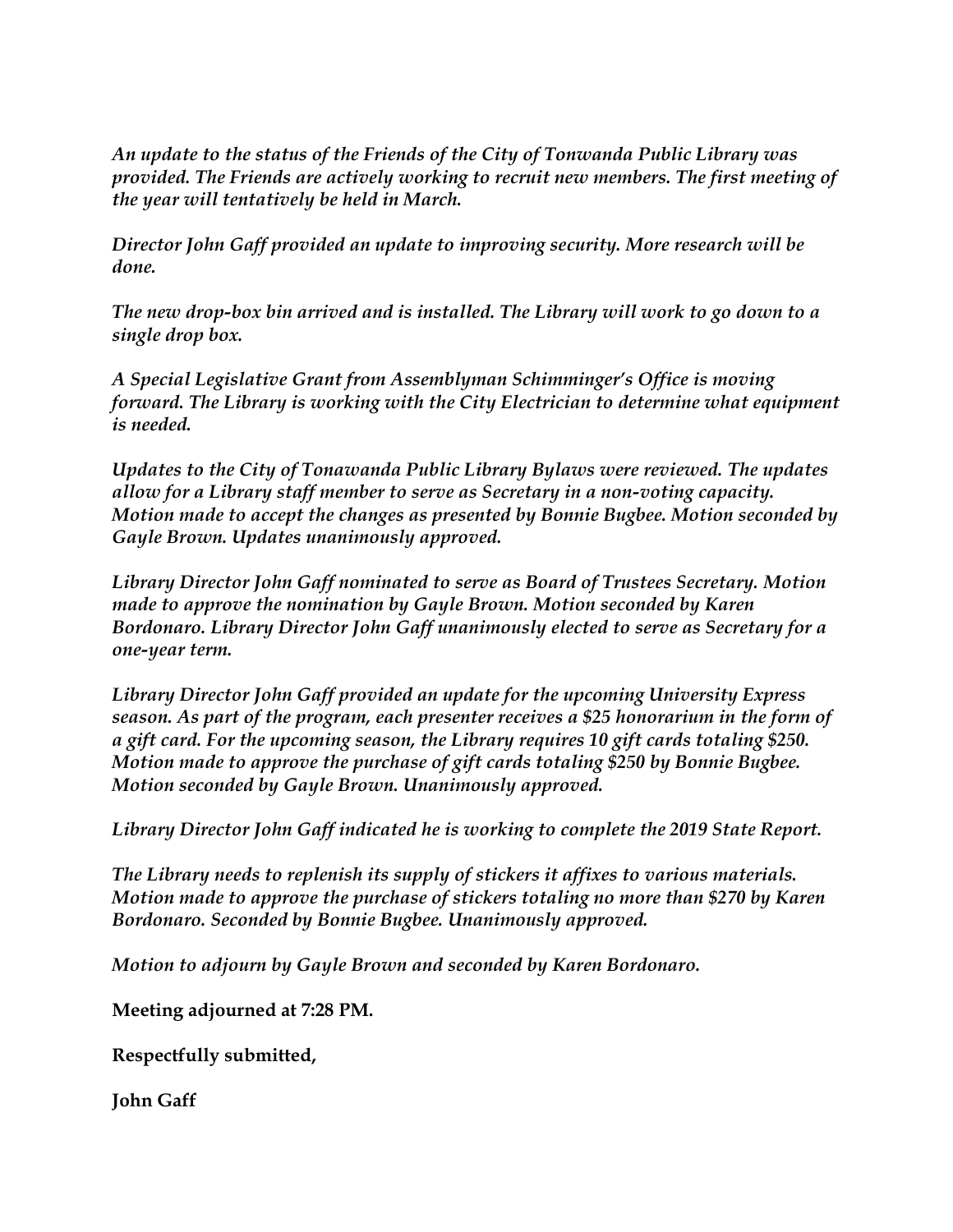*An update to the status of the Friends of the City of Tonwanda Public Library was provided. The Friends are actively working to recruit new members. The first meeting of the year will tentatively be held in March.*

*Director John Gaff provided an update to improving security. More research will be done.*

*The new drop-box bin arrived and is installed. The Library will work to go down to a single drop box.*

*A Special Legislative Grant from Assemblyman Schimminger's Office is moving forward. The Library is working with the City Electrician to determine what equipment is needed.*

*Updates to the City of Tonawanda Public Library Bylaws were reviewed. The updates allow for a Library staff member to serve as Secretary in a non-voting capacity. Motion made to accept the changes as presented by Bonnie Bugbee. Motion seconded by Gayle Brown. Updates unanimously approved.*

*Library Director John Gaff nominated to serve as Board of Trustees Secretary. Motion made to approve the nomination by Gayle Brown. Motion seconded by Karen Bordonaro. Library Director John Gaff unanimously elected to serve as Secretary for a one-year term.*

*Library Director John Gaff provided an update for the upcoming University Express season. As part of the program, each presenter receives a $25 honorarium in the form of a gift card. For the upcoming season, the Library requires 10 gift cards totaling $250. Motion made to approve the purchase of gift cards totaling $250 by Bonnie Bugbee. Motion seconded by Gayle Brown. Unanimously approved.*

*Library Director John Gaff indicated he is working to complete the 2019 State Report.*

*The Library needs to replenish its supply of stickers it affixes to various materials. Motion made to approve the purchase of stickers totaling no more than $270 by Karen Bordonaro. Seconded by Bonnie Bugbee. Unanimously approved.*

*Motion to adjourn by Gayle Brown and seconded by Karen Bordonaro.*

**Meeting adjourned at 7:28 PM.**

**Respectfully submitted,**

**John Gaff**